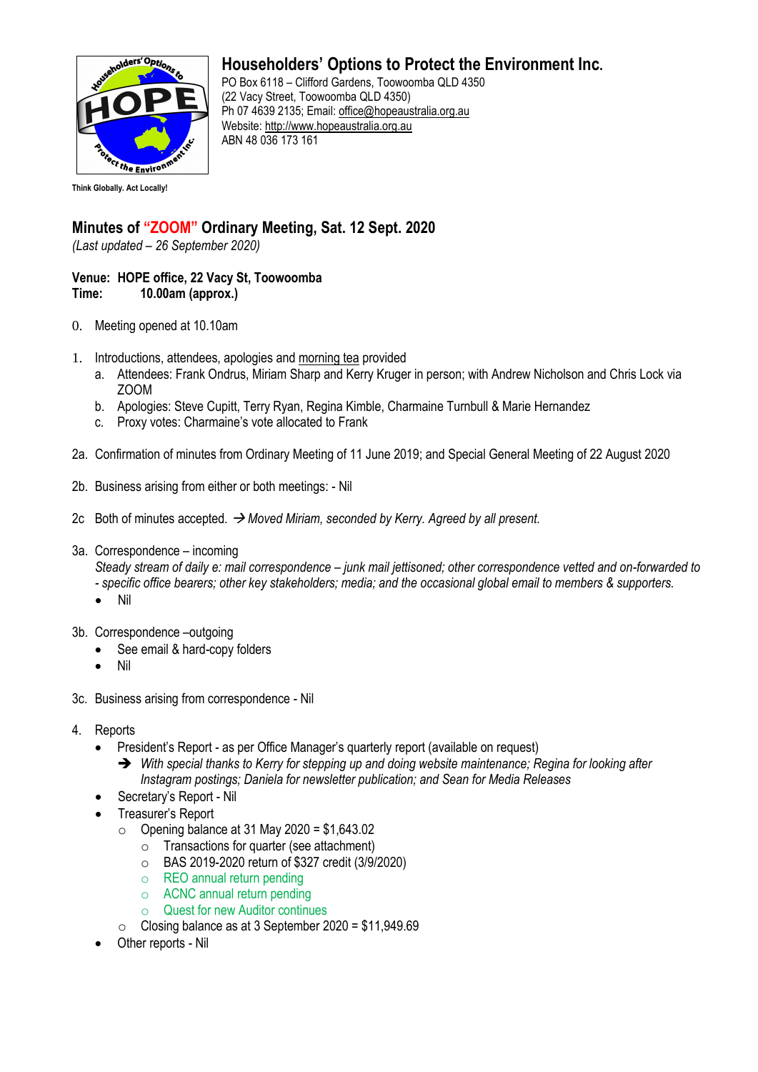# Householders' Options to Protect the Environment Inc.

PO Box 6118 – Clifford Gardens, Toowoomba QLD 4350
(22 Vacy Street, Toowoomba QLD 4350)
Ph 07 4639 2135; Email: office@hopeaustralia.org.au
Website: http://www.hopeaustralia.org.au
ABN 48 036 173 161

**Think Globally. Act Locally!**

## Minutes of "ZOOM" Ordinary Meeting, Sat. 12 Sept. 2020

*(Last updated – 26 September 2020)*

**Venue: HOPE office, 22 Vacy St, Toowoomba**
**Time: 10.00am (approx.)**

0. Meeting opened at 10.10am

1. Introductions, attendees, apologies and morning tea provided
   a. Attendees: Frank Ondrus, Miriam Sharp and Kerry Kruger in person; with Andrew Nicholson and Chris Lock via ZOOM
   b. Apologies: Steve Cupitt, Terry Ryan, Regina Kimble, Charmaine Turnbull & Marie Hernandez
   c. Proxy votes: Charmaine's vote allocated to Frank

2a. Confirmation of minutes from Ordinary Meeting of 11 June 2019; and Special General Meeting of 22 August 2020

2b. Business arising from either or both meetings: - Nil

2c Both of minutes accepted. → *Moved Miriam, seconded by Kerry. Agreed by all present.*

3a. Correspondence – incoming
*Steady stream of daily e: mail correspondence – junk mail jettisoned; other correspondence vetted and on-forwarded to - specific office bearers; other key stakeholders; media; and the occasional global email to members & supporters.*
- Nil

3b. Correspondence –outgoing
- See email & hard-copy folders
- Nil

3c. Business arising from correspondence - Nil

4. Reports
- President's Report - as per Office Manager's quarterly report (available on request)
  - ➔ *With special thanks to Kerry for stepping up and doing website maintenance; Regina for looking after Instagram postings; Daniela for newsletter publication; and Sean for Media Releases*
- Secretary's Report - Nil
- Treasurer's Report
  - Opening balance at 31 May 2020 = $1,643.02
    - Transactions for quarter (see attachment)
    - BAS 2019-2020 return of $327 credit (3/9/2020)
    - REO annual return pending
    - ACNC annual return pending
    - Quest for new Auditor continues
  - Closing balance as at 3 September 2020 = $11,949.69
- Other reports - Nil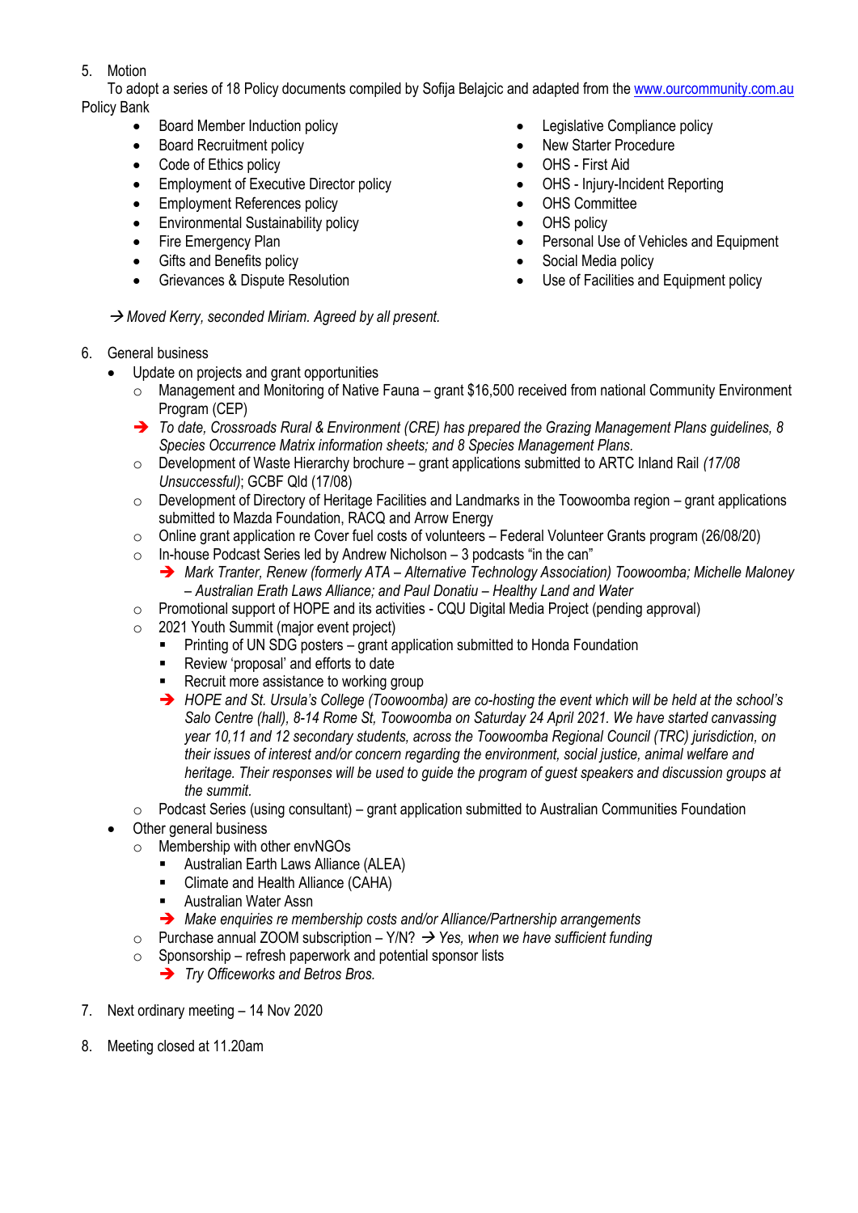5. Motion

To adopt a series of 18 Policy documents compiled by Sofija Belajcic and adapted from the www.ourcommunity.com.au Policy Bank

- Board Member Induction policy
- Board Recruitment policy
- Code of Ethics policy
- Employment of Executive Director policy
- Employment References policy
- Environmental Sustainability policy
- Fire Emergency Plan
- Gifts and Benefits policy
- Grievances & Dispute Resolution
- Legislative Compliance policy
- New Starter Procedure
- OHS - First Aid
- OHS - Injury-Incident Reporting
- OHS Committee
- OHS policy
- Personal Use of Vehicles and Equipment
- Social Media policy
- Use of Facilities and Equipment policy

→ *Moved Kerry, seconded Miriam. Agreed by all present.*

6. General business

- Update on projects and grant opportunities
  - Management and Monitoring of Native Fauna – grant $16,500 received from national Community Environment Program (CEP)
  - ➔ *To date, Crossroads Rural & Environment (CRE) has prepared the Grazing Management Plans guidelines, 8 Species Occurrence Matrix information sheets; and 8 Species Management Plans.*
  - Development of Waste Hierarchy brochure – grant applications submitted to ARTC Inland Rail *(17/08 Unsuccessful)*; GCBF Qld (17/08)
  - Development of Directory of Heritage Facilities and Landmarks in the Toowoomba region – grant applications submitted to Mazda Foundation, RACQ and Arrow Energy
  - Online grant application re Cover fuel costs of volunteers – Federal Volunteer Grants program (26/08/20)
  - In-house Podcast Series led by Andrew Nicholson – 3 podcasts "in the can"
    - ➔ *Mark Tranter, Renew (formerly ATA – Alternative Technology Association) Toowoomba; Michelle Maloney – Australian Erath Laws Alliance; and Paul Donatiu – Healthy Land and Water*
  - Promotional support of HOPE and its activities - CQU Digital Media Project (pending approval)
  - 2021 Youth Summit (major event project)
    - Printing of UN SDG posters – grant application submitted to Honda Foundation
    - Review 'proposal' and efforts to date
    - Recruit more assistance to working group
    - ➔ *HOPE and St. Ursula's College (Toowoomba) are co-hosting the event which will be held at the school's Salo Centre (hall), 8-14 Rome St, Toowoomba on Saturday 24 April 2021. We have started canvassing year 10,11 and 12 secondary students, across the Toowoomba Regional Council (TRC) jurisdiction, on their issues of interest and/or concern regarding the environment, social justice, animal welfare and heritage. Their responses will be used to guide the program of guest speakers and discussion groups at the summit.*
  - Podcast Series (using consultant) – grant application submitted to Australian Communities Foundation
- Other general business
  - Membership with other envNGOs
    - Australian Earth Laws Alliance (ALEA)
    - Climate and Health Alliance (CAHA)
    - Australian Water Assn
    - ➔ *Make enquiries re membership costs and/or Alliance/Partnership arrangements*
  - Purchase annual ZOOM subscription – Y/N? → *Yes, when we have sufficient funding*
  - Sponsorship – refresh paperwork and potential sponsor lists
    - ➔ *Try Officeworks and Betros Bros.*

7. Next ordinary meeting – 14 Nov 2020

8. Meeting closed at 11.20am